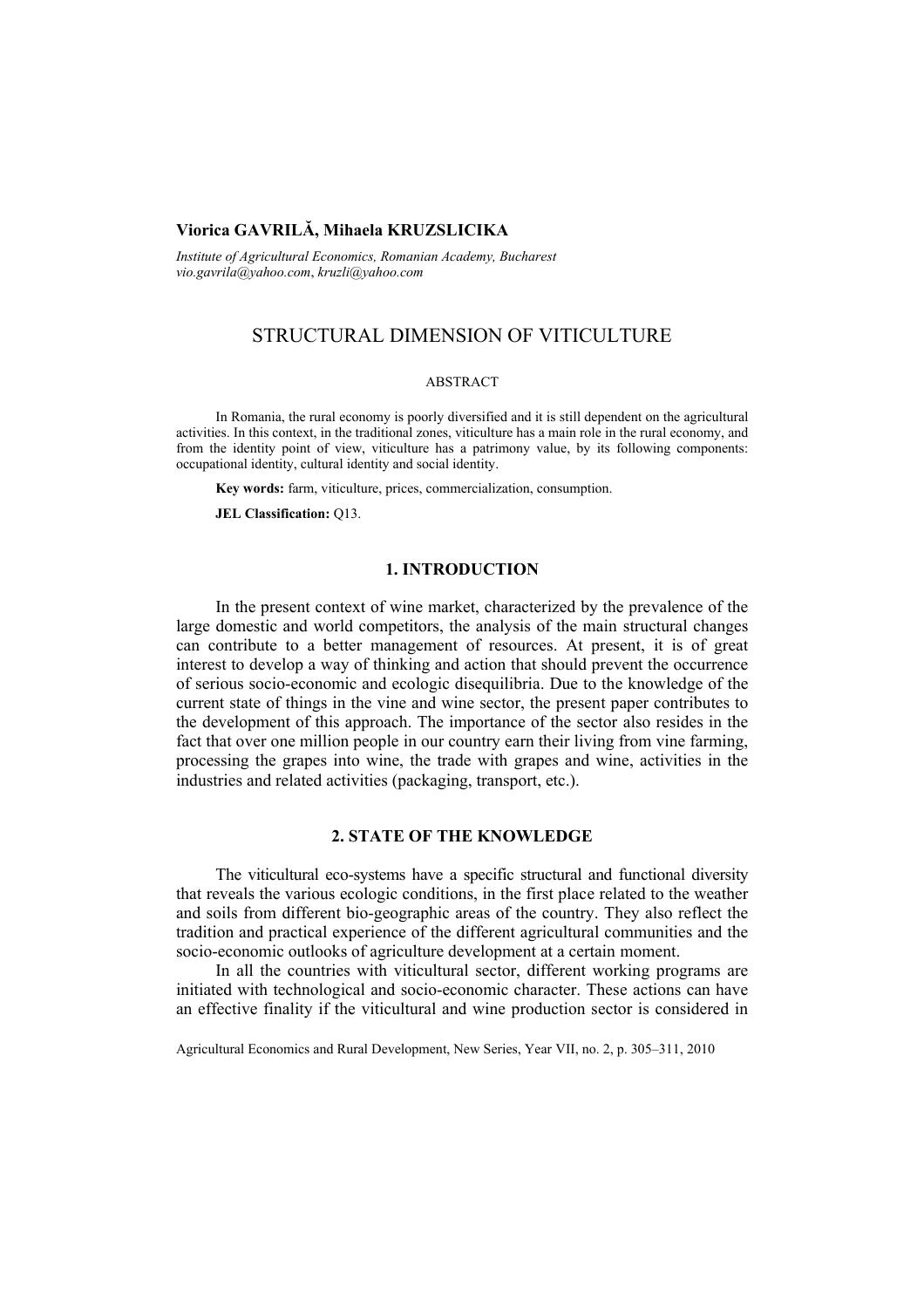**Viorica GAVRILĂ, Mihaela KRUZSLICIKA**

*Institute of Agricultural Economics, Romanian Academy, Bucharest*
*vio.gavrila@yahoo.com, kruzli@yahoo.com*

# STRUCTURAL DIMENSION OF VITICULTURE

ABSTRACT

In Romania, the rural economy is poorly diversified and it is still dependent on the agricultural activities. In this context, in the traditional zones, viticulture has a main role in the rural economy, and from the identity point of view, viticulture has a patrimony value, by its following components: occupational identity, cultural identity and social identity.

**Key words:** farm, viticulture, prices, commercialization, consumption.

**JEL Classification:** Q13.

## 1. INTRODUCTION

In the present context of wine market, characterized by the prevalence of the large domestic and world competitors, the analysis of the main structural changes can contribute to a better management of resources. At present, it is of great interest to develop a way of thinking and action that should prevent the occurrence of serious socio-economic and ecologic disequilibria. Due to the knowledge of the current state of things in the vine and wine sector, the present paper contributes to the development of this approach. The importance of the sector also resides in the fact that over one million people in our country earn their living from vine farming, processing the grapes into wine, the trade with grapes and wine, activities in the industries and related activities (packaging, transport, etc.).

## 2. STATE OF THE KNOWLEDGE

The viticultural eco-systems have a specific structural and functional diversity that reveals the various ecologic conditions, in the first place related to the weather and soils from different bio-geographic areas of the country. They also reflect the tradition and practical experience of the different agricultural communities and the socio-economic outlooks of agriculture development at a certain moment.

In all the countries with viticultural sector, different working programs are initiated with technological and socio-economic character. These actions can have an effective finality if the viticultural and wine production sector is considered in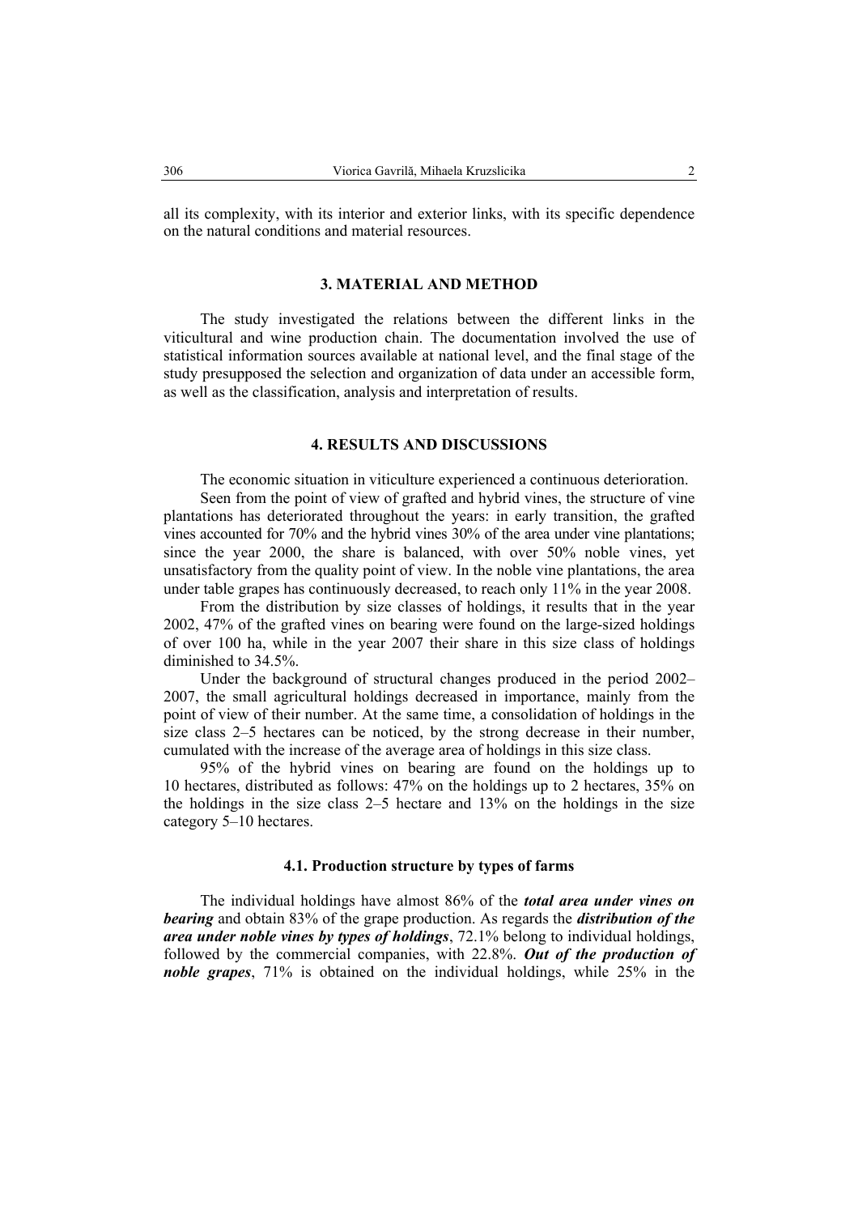all its complexity, with its interior and exterior links, with its specific dependence on the natural conditions and material resources.

## 3. MATERIAL AND METHOD

The study investigated the relations between the different links in the viticultural and wine production chain. The documentation involved the use of statistical information sources available at national level, and the final stage of the study presupposed the selection and organization of data under an accessible form, as well as the classification, analysis and interpretation of results.

## 4. RESULTS AND DISCUSSIONS

The economic situation in viticulture experienced a continuous deterioration.

Seen from the point of view of grafted and hybrid vines, the structure of vine plantations has deteriorated throughout the years: in early transition, the grafted vines accounted for 70% and the hybrid vines 30% of the area under vine plantations; since the year 2000, the share is balanced, with over 50% noble vines, yet unsatisfactory from the quality point of view. In the noble vine plantations, the area under table grapes has continuously decreased, to reach only 11% in the year 2008.

From the distribution by size classes of holdings, it results that in the year 2002, 47% of the grafted vines on bearing were found on the large-sized holdings of over 100 ha, while in the year 2007 their share in this size class of holdings diminished to 34.5%.

Under the background of structural changes produced in the period 2002–2007, the small agricultural holdings decreased in importance, mainly from the point of view of their number. At the same time, a consolidation of holdings in the size class 2–5 hectares can be noticed, by the strong decrease in their number, cumulated with the increase of the average area of holdings in this size class.

95% of the hybrid vines on bearing are found on the holdings up to 10 hectares, distributed as follows: 47% on the holdings up to 2 hectares, 35% on the holdings in the size class 2–5 hectare and 13% on the holdings in the size category 5–10 hectares.

### 4.1. Production structure by types of farms

The individual holdings have almost 86% of the ***total area under vines on bearing*** and obtain 83% of the grape production. As regards the ***distribution of the area under noble vines by types of holdings***, 72.1% belong to individual holdings, followed by the commercial companies, with 22.8%. ***Out of the production of noble grapes***, 71% is obtained on the individual holdings, while 25% in the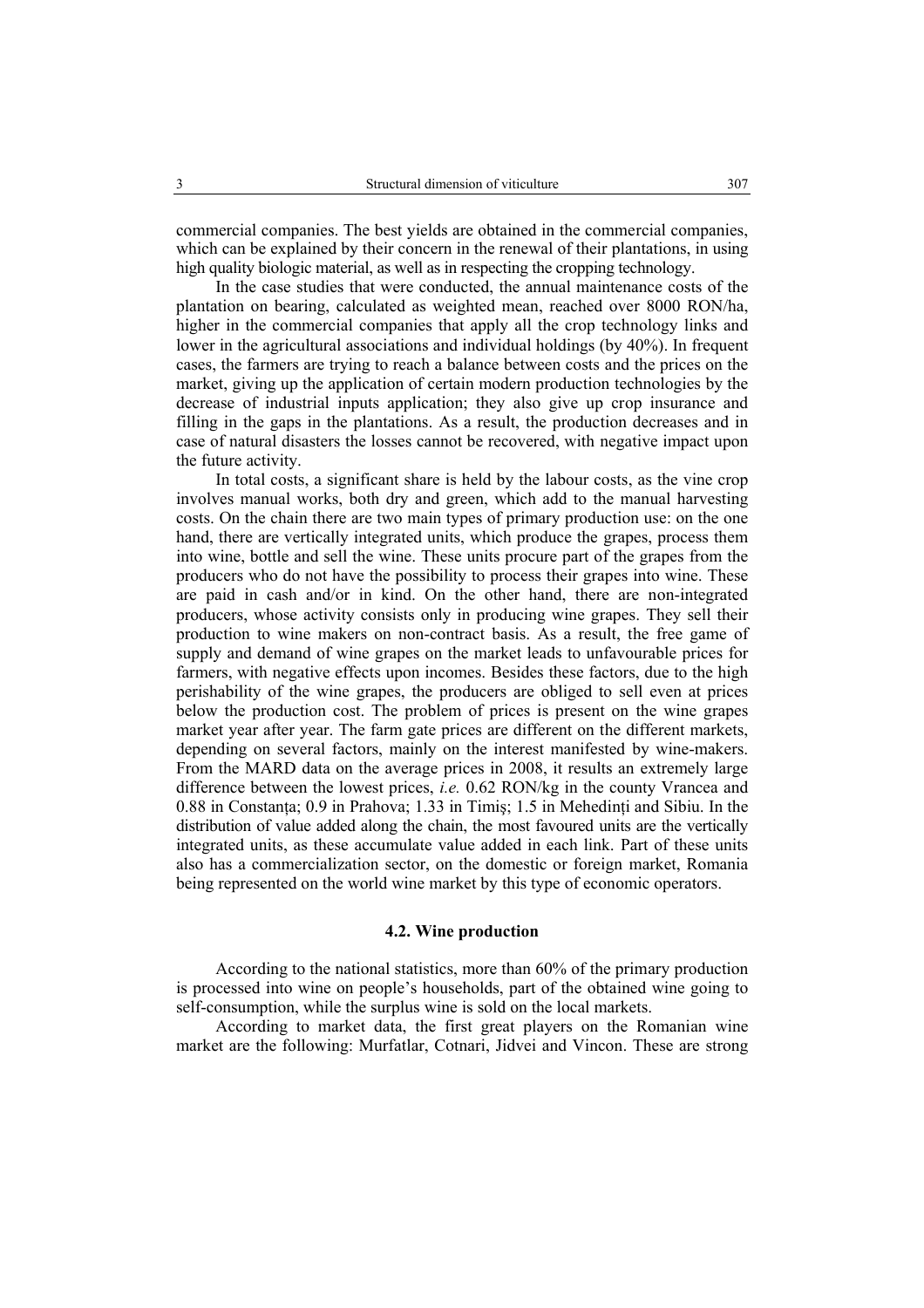commercial companies. The best yields are obtained in the commercial companies, which can be explained by their concern in the renewal of their plantations, in using high quality biologic material, as well as in respecting the cropping technology.

In the case studies that were conducted, the annual maintenance costs of the plantation on bearing, calculated as weighted mean, reached over 8000 RON/ha, higher in the commercial companies that apply all the crop technology links and lower in the agricultural associations and individual holdings (by 40%). In frequent cases, the farmers are trying to reach a balance between costs and the prices on the market, giving up the application of certain modern production technologies by the decrease of industrial inputs application; they also give up crop insurance and filling in the gaps in the plantations. As a result, the production decreases and in case of natural disasters the losses cannot be recovered, with negative impact upon the future activity.

In total costs, a significant share is held by the labour costs, as the vine crop involves manual works, both dry and green, which add to the manual harvesting costs. On the chain there are two main types of primary production use: on the one hand, there are vertically integrated units, which produce the grapes, process them into wine, bottle and sell the wine. These units procure part of the grapes from the producers who do not have the possibility to process their grapes into wine. These are paid in cash and/or in kind. On the other hand, there are non-integrated producers, whose activity consists only in producing wine grapes. They sell their production to wine makers on non-contract basis. As a result, the free game of supply and demand of wine grapes on the market leads to unfavourable prices for farmers, with negative effects upon incomes. Besides these factors, due to the high perishability of the wine grapes, the producers are obliged to sell even at prices below the production cost. The problem of prices is present on the wine grapes market year after year. The farm gate prices are different on the different markets, depending on several factors, mainly on the interest manifested by wine-makers. From the MARD data on the average prices in 2008, it results an extremely large difference between the lowest prices, *i.e.* 0.62 RON/kg in the county Vrancea and 0.88 in Constanța; 0.9 in Prahova; 1.33 in Timiș; 1.5 in Mehedinți and Sibiu. In the distribution of value added along the chain, the most favoured units are the vertically integrated units, as these accumulate value added in each link. Part of these units also has a commercialization sector, on the domestic or foreign market, Romania being represented on the world wine market by this type of economic operators.

### 4.2. Wine production

According to the national statistics, more than 60% of the primary production is processed into wine on people's households, part of the obtained wine going to self-consumption, while the surplus wine is sold on the local markets.

According to market data, the first great players on the Romanian wine market are the following: Murfatlar, Cotnari, Jidvei and Vincon. These are strong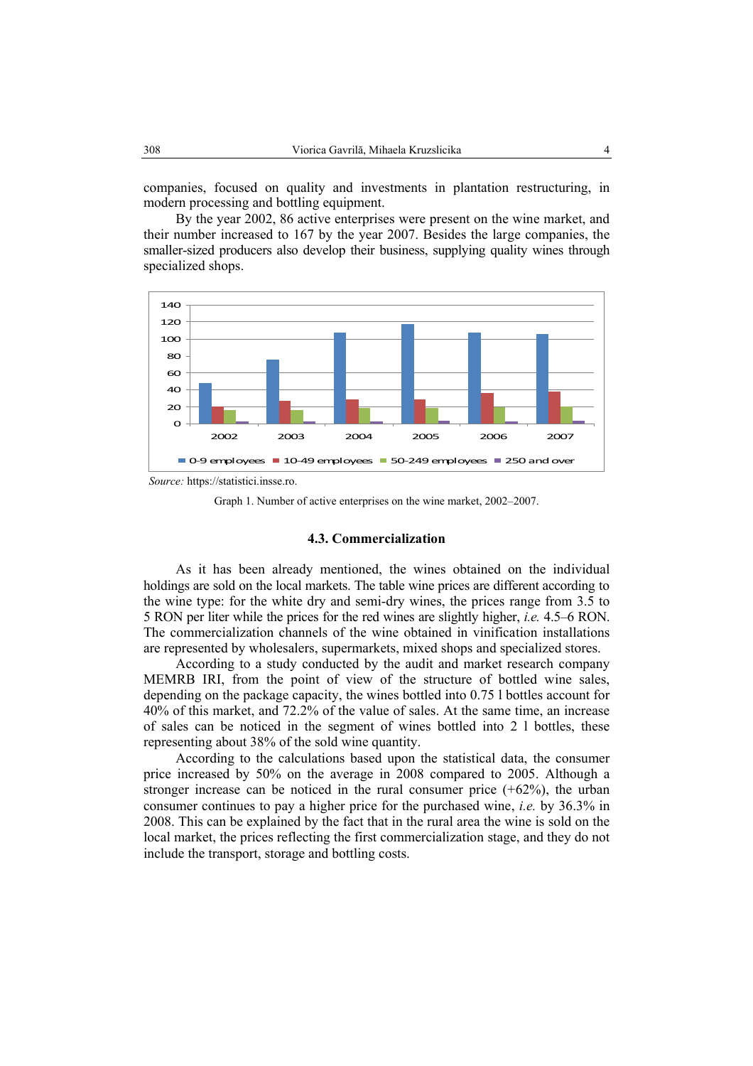companies, focused on quality and investments in plantation restructuring, in modern processing and bottling equipment.

By the year 2002, 86 active enterprises were present on the wine market, and their number increased to 167 by the year 2007. Besides the large companies, the smaller-sized producers also develop their business, supplying quality wines through specialized shops.

*Source:* https://statistici.insse.ro.

Graph 1. Number of active enterprises on the wine market, 2002–2007.

### 4.3. Commercialization

As it has been already mentioned, the wines obtained on the individual holdings are sold on the local markets. The table wine prices are different according to the wine type: for the white dry and semi-dry wines, the prices range from 3.5 to 5 RON per liter while the prices for the red wines are slightly higher, *i.e.* 4.5–6 RON. The commercialization channels of the wine obtained in vinification installations are represented by wholesalers, supermarkets, mixed shops and specialized stores.

According to a study conducted by the audit and market research company MEMRB IRI, from the point of view of the structure of bottled wine sales, depending on the package capacity, the wines bottled into 0.75 l bottles account for 40% of this market, and 72.2% of the value of sales. At the same time, an increase of sales can be noticed in the segment of wines bottled into 2 l bottles, these representing about 38% of the sold wine quantity.

According to the calculations based upon the statistical data, the consumer price increased by 50% on the average in 2008 compared to 2005. Although a stronger increase can be noticed in the rural consumer price (+62%), the urban consumer continues to pay a higher price for the purchased wine, *i.e.* by 36.3% in 2008. This can be explained by the fact that in the rural area the wine is sold on the local market, the prices reflecting the first commercialization stage, and they do not include the transport, storage and bottling costs.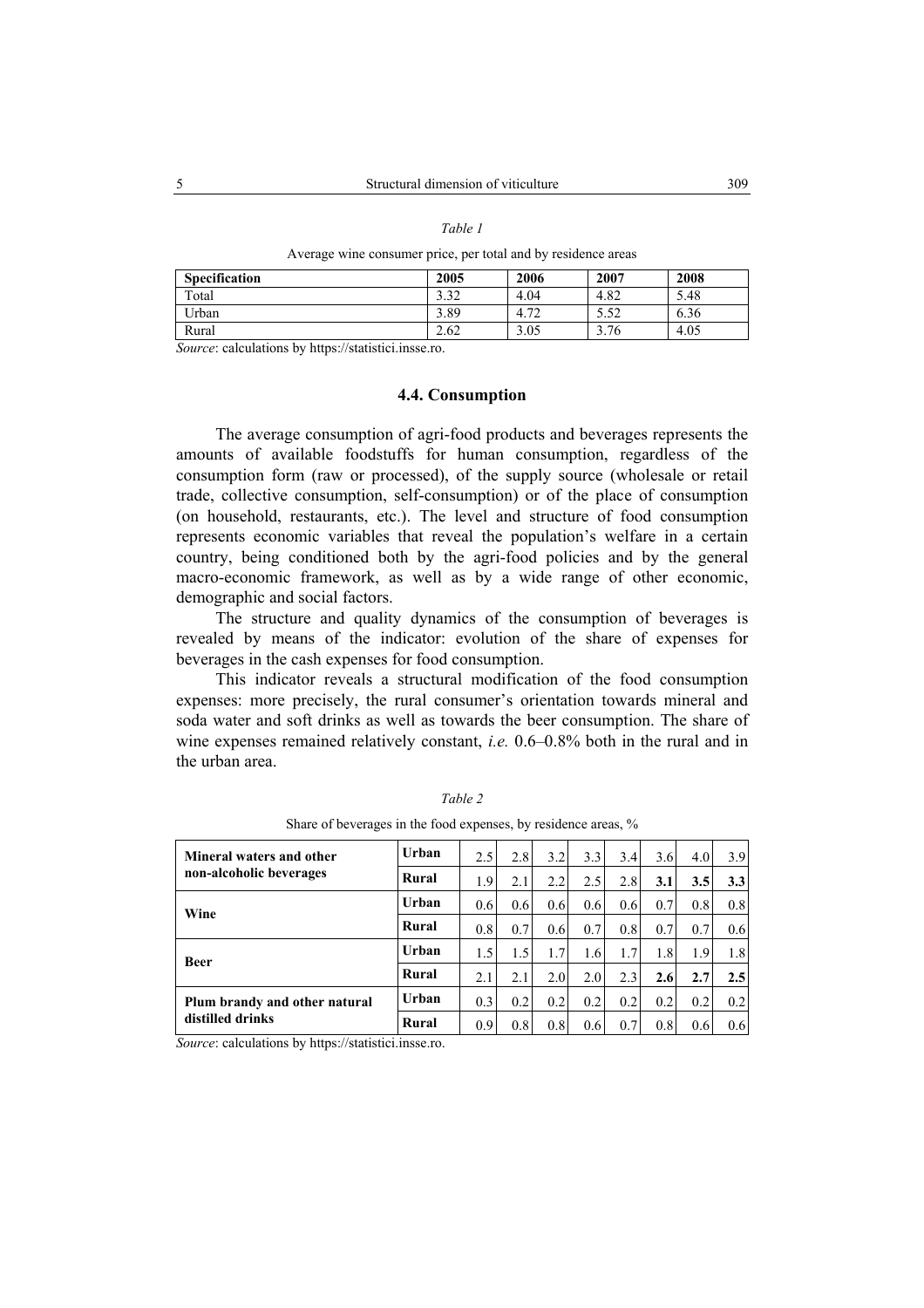*Table 1*

Average wine consumer price, per total and by residence areas

| Specification | 2005 | 2006 | 2007 | 2008 |
|---|---|---|---|---|
| Total | 3.32 | 4.04 | 4.82 | 5.48 |
| Urban | 3.89 | 4.72 | 5.52 | 6.36 |
| Rural | 2.62 | 3.05 | 3.76 | 4.05 |

*Source*: calculations by https://statistici.insse.ro.

### 4.4. Consumption

The average consumption of agri-food products and beverages represents the amounts of available foodstuffs for human consumption, regardless of the consumption form (raw or processed), of the supply source (wholesale or retail trade, collective consumption, self-consumption) or of the place of consumption (on household, restaurants, etc.). The level and structure of food consumption represents economic variables that reveal the population's welfare in a certain country, being conditioned both by the agri-food policies and by the general macro-economic framework, as well as by a wide range of other economic, demographic and social factors.

The structure and quality dynamics of the consumption of beverages is revealed by means of the indicator: evolution of the share of expenses for beverages in the cash expenses for food consumption.

This indicator reveals a structural modification of the food consumption expenses: more precisely, the rural consumer's orientation towards mineral and soda water and soft drinks as well as towards the beer consumption. The share of wine expenses remained relatively constant, *i.e.* 0.6–0.8% both in the rural and in the urban area.

*Table 2*

Share of beverages in the food expenses, by residence areas, %

| | | | | | | | | | |
|---|---|---|---|---|---|---|---|---|---|
| **Mineral waters and other non-alcoholic beverages** | **Urban** | 2.5 | 2.8 | 3.2 | 3.3 | 3.4 | 3.6 | 4.0 | 3.9 |
| | **Rural** | 1.9 | 2.1 | 2.2 | 2.5 | 2.8 | **3.1** | **3.5** | **3.3** |
| **Wine** | **Urban** | 0.6 | 0.6 | 0.6 | 0.6 | 0.6 | 0.7 | 0.8 | 0.8 |
| | **Rural** | 0.8 | 0.7 | 0.6 | 0.7 | 0.8 | 0.7 | 0.7 | 0.6 |
| **Beer** | **Urban** | 1.5 | 1.5 | 1.7 | 1.6 | 1.7 | 1.8 | 1.9 | 1.8 |
| | **Rural** | 2.1 | 2.1 | 2.0 | 2.0 | 2.3 | **2.6** | **2.7** | **2.5** |
| **Plum brandy and other natural distilled drinks** | **Urban** | 0.3 | 0.2 | 0.2 | 0.2 | 0.2 | 0.2 | 0.2 | 0.2 |
| | **Rural** | 0.9 | 0.8 | 0.8 | 0.6 | 0.7 | 0.8 | 0.6 | 0.6 |

*Source*: calculations by https://statistici.insse.ro.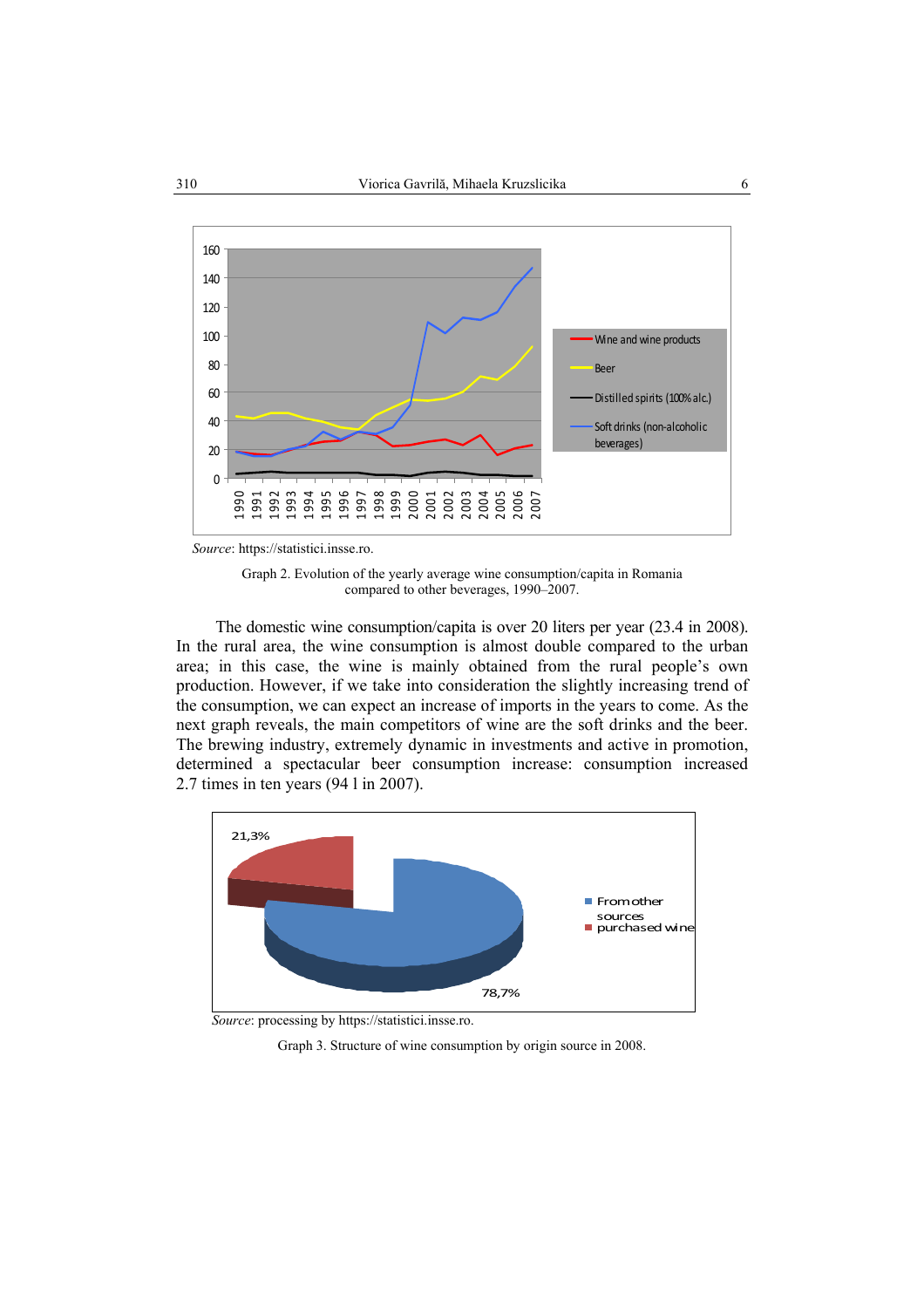*Source*: https://statistici.insse.ro.

Graph 2. Evolution of the yearly average wine consumption/capita in Romania compared to other beverages, 1990–2007.

The domestic wine consumption/capita is over 20 liters per year (23.4 in 2008). In the rural area, the wine consumption is almost double compared to the urban area; in this case, the wine is mainly obtained from the rural people's own production. However, if we take into consideration the slightly increasing trend of the consumption, we can expect an increase of imports in the years to come. As the next graph reveals, the main competitors of wine are the soft drinks and the beer. The brewing industry, extremely dynamic in investments and active in promotion, determined a spectacular beer consumption increase: consumption increased 2.7 times in ten years (94 l in 2007).

*Source*: processing by https://statistici.insse.ro.

Graph 3. Structure of wine consumption by origin source in 2008.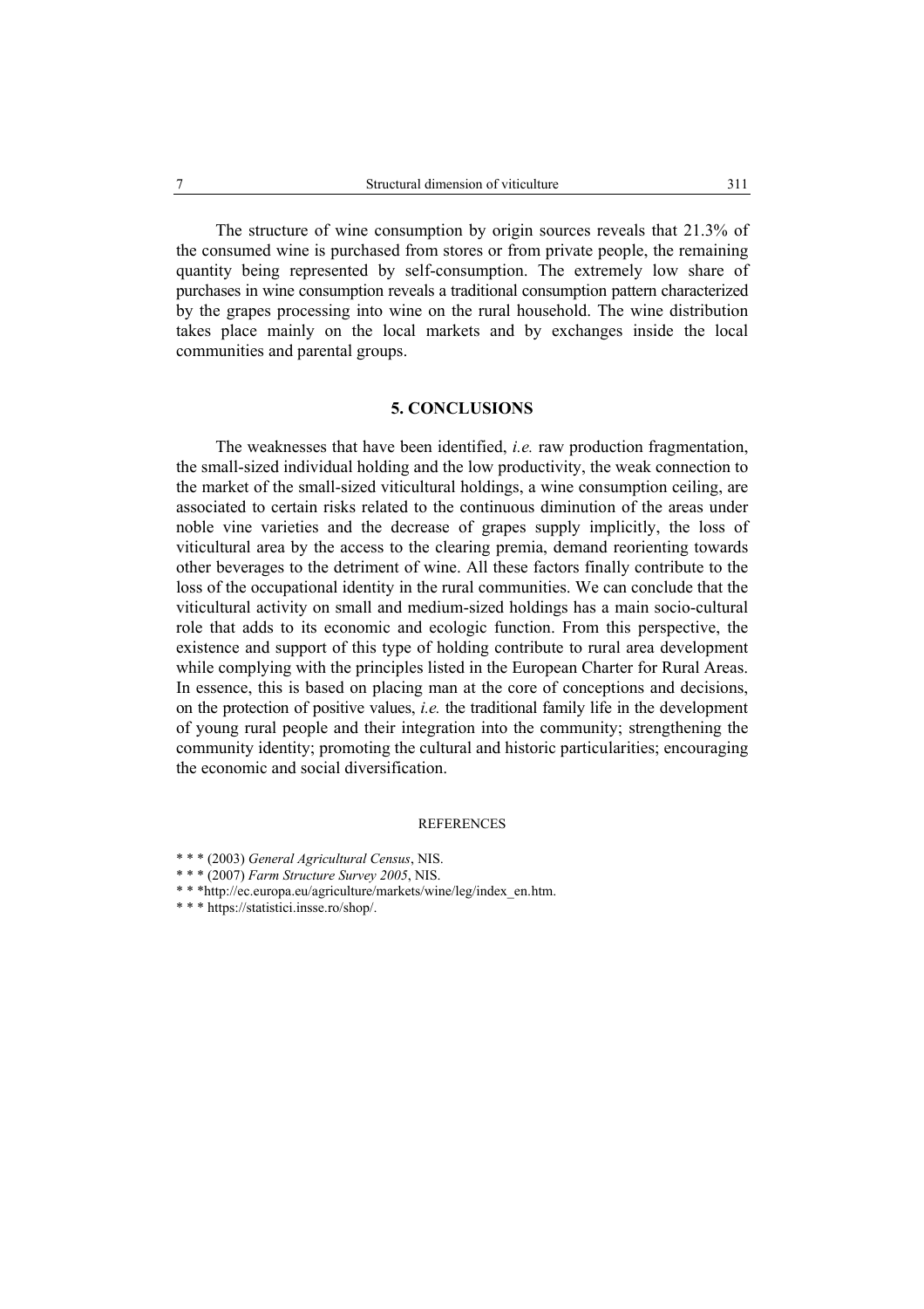The structure of wine consumption by origin sources reveals that 21.3% of the consumed wine is purchased from stores or from private people, the remaining quantity being represented by self-consumption. The extremely low share of purchases in wine consumption reveals a traditional consumption pattern characterized by the grapes processing into wine on the rural household. The wine distribution takes place mainly on the local markets and by exchanges inside the local communities and parental groups.

## 5. CONCLUSIONS

The weaknesses that have been identified, *i.e.* raw production fragmentation, the small-sized individual holding and the low productivity, the weak connection to the market of the small-sized viticultural holdings, a wine consumption ceiling, are associated to certain risks related to the continuous diminution of the areas under noble vine varieties and the decrease of grapes supply implicitly, the loss of viticultural area by the access to the clearing premia, demand reorienting towards other beverages to the detriment of wine. All these factors finally contribute to the loss of the occupational identity in the rural communities. We can conclude that the viticultural activity on small and medium-sized holdings has a main socio-cultural role that adds to its economic and ecologic function. From this perspective, the existence and support of this type of holding contribute to rural area development while complying with the principles listed in the European Charter for Rural Areas. In essence, this is based on placing man at the core of conceptions and decisions, on the protection of positive values, *i.e.* the traditional family life in the development of young rural people and their integration into the community; strengthening the community identity; promoting the cultural and historic particularities; encouraging the economic and social diversification.

### REFERENCES

* * * (2003) *General Agricultural Census*, NIS.
* * * (2007) *Farm Structure Survey 2005*, NIS.
* * *http://ec.europa.eu/agriculture/markets/wine/leg/index_en.htm.
* * * https://statistici.insse.ro/shop/.